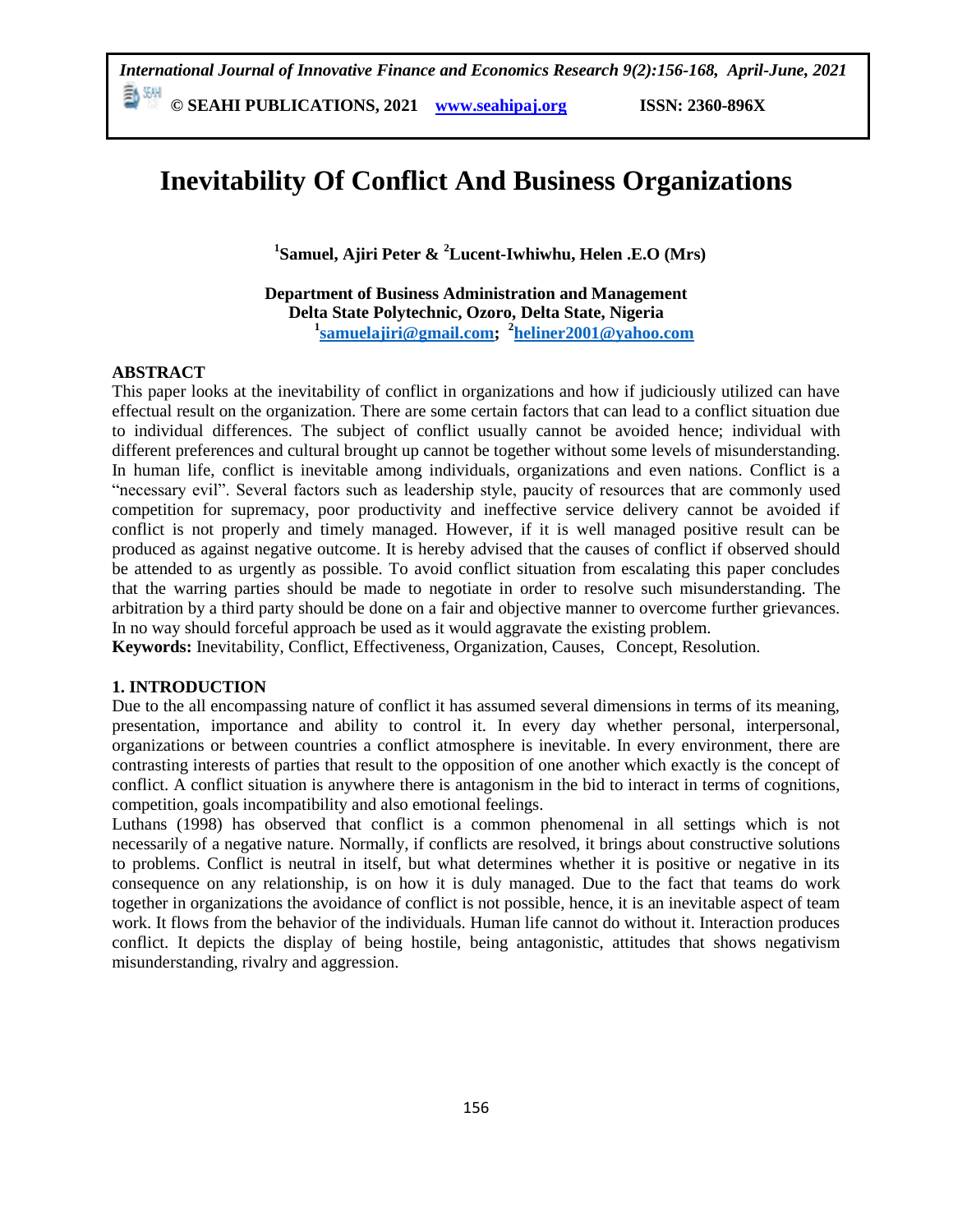# Inevitability Of Conflict And Business Organizations

**[1]Samuel, Ajiri Peter & [2]Lucent-Iwhiwhu, Helen .E.O (Mrs)**

**Department of Business Administration and Management**
**Delta State Polytechnic, Ozoro, Delta State, Nigeria**
**[1]samuelajiri@gmail.com; [2]heliner2001@yahoo.com**

## ABSTRACT

This paper looks at the inevitability of conflict in organizations and how if judiciously utilized can have effectual result on the organization. There are some certain factors that can lead to a conflict situation due to individual differences. The subject of conflict usually cannot be avoided hence; individual with different preferences and cultural brought up cannot be together without some levels of misunderstanding. In human life, conflict is inevitable among individuals, organizations and even nations. Conflict is a "necessary evil". Several factors such as leadership style, paucity of resources that are commonly used competition for supremacy, poor productivity and ineffective service delivery cannot be avoided if conflict is not properly and timely managed. However, if it is well managed positive result can be produced as against negative outcome. It is hereby advised that the causes of conflict if observed should be attended to as urgently as possible. To avoid conflict situation from escalating this paper concludes that the warring parties should be made to negotiate in order to resolve such misunderstanding. The arbitration by a third party should be done on a fair and objective manner to overcome further grievances. In no way should forceful approach be used as it would aggravate the existing problem.

**Keywords:** Inevitability, Conflict, Effectiveness, Organization, Causes, Concept, Resolution.

## 1. INTRODUCTION

Due to the all encompassing nature of conflict it has assumed several dimensions in terms of its meaning, presentation, importance and ability to control it. In every day whether personal, interpersonal, organizations or between countries a conflict atmosphere is inevitable. In every environment, there are contrasting interests of parties that result to the opposition of one another which exactly is the concept of conflict. A conflict situation is anywhere there is antagonism in the bid to interact in terms of cognitions, competition, goals incompatibility and also emotional feelings.

Luthans (1998) has observed that conflict is a common phenomenal in all settings which is not necessarily of a negative nature. Normally, if conflicts are resolved, it brings about constructive solutions to problems. Conflict is neutral in itself, but what determines whether it is positive or negative in its consequence on any relationship, is on how it is duly managed. Due to the fact that teams do work together in organizations the avoidance of conflict is not possible, hence, it is an inevitable aspect of team work. It flows from the behavior of the individuals. Human life cannot do without it. Interaction produces conflict. It depicts the display of being hostile, being antagonistic, attitudes that shows negativism misunderstanding, rivalry and aggression.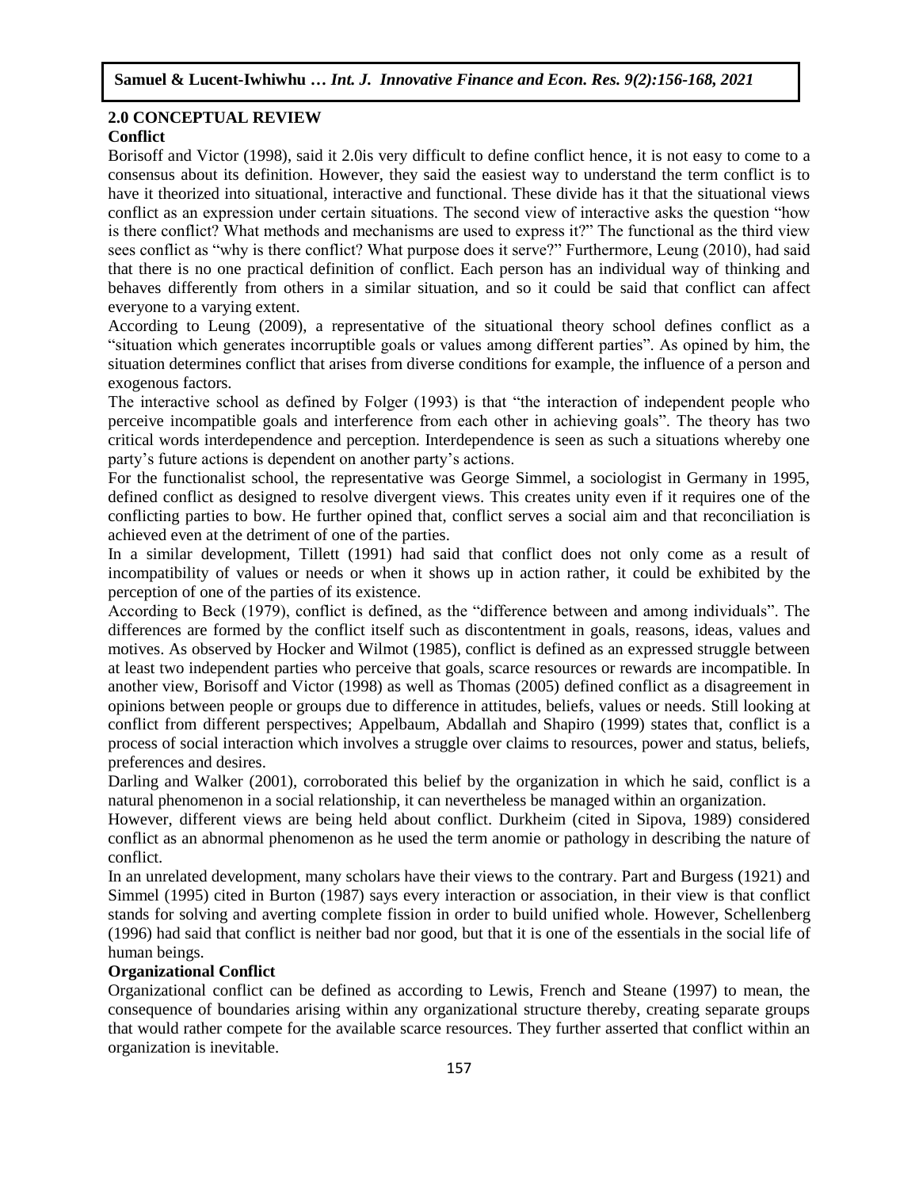## 2.0 CONCEPTUAL REVIEW

### Conflict

Borisoff and Victor (1998), said it 2.0is very difficult to define conflict hence, it is not easy to come to a consensus about its definition. However, they said the easiest way to understand the term conflict is to have it theorized into situational, interactive and functional. These divide has it that the situational views conflict as an expression under certain situations. The second view of interactive asks the question "how is there conflict? What methods and mechanisms are used to express it?" The functional as the third view sees conflict as "why is there conflict? What purpose does it serve?" Furthermore, Leung (2010), had said that there is no one practical definition of conflict. Each person has an individual way of thinking and behaves differently from others in a similar situation, and so it could be said that conflict can affect everyone to a varying extent.

According to Leung (2009), a representative of the situational theory school defines conflict as a "situation which generates incorruptible goals or values among different parties". As opined by him, the situation determines conflict that arises from diverse conditions for example, the influence of a person and exogenous factors.

The interactive school as defined by Folger (1993) is that "the interaction of independent people who perceive incompatible goals and interference from each other in achieving goals". The theory has two critical words interdependence and perception. Interdependence is seen as such a situations whereby one party's future actions is dependent on another party's actions.

For the functionalist school, the representative was George Simmel, a sociologist in Germany in 1995, defined conflict as designed to resolve divergent views. This creates unity even if it requires one of the conflicting parties to bow. He further opined that, conflict serves a social aim and that reconciliation is achieved even at the detriment of one of the parties.

In a similar development, Tillett (1991) had said that conflict does not only come as a result of incompatibility of values or needs or when it shows up in action rather, it could be exhibited by the perception of one of the parties of its existence.

According to Beck (1979), conflict is defined, as the "difference between and among individuals". The differences are formed by the conflict itself such as discontentment in goals, reasons, ideas, values and motives. As observed by Hocker and Wilmot (1985), conflict is defined as an expressed struggle between at least two independent parties who perceive that goals, scarce resources or rewards are incompatible. In another view, Borisoff and Victor (1998) as well as Thomas (2005) defined conflict as a disagreement in opinions between people or groups due to difference in attitudes, beliefs, values or needs. Still looking at conflict from different perspectives; Appelbaum, Abdallah and Shapiro (1999) states that, conflict is a process of social interaction which involves a struggle over claims to resources, power and status, beliefs, preferences and desires.

Darling and Walker (2001), corroborated this belief by the organization in which he said, conflict is a natural phenomenon in a social relationship, it can nevertheless be managed within an organization.

However, different views are being held about conflict. Durkheim (cited in Sipova, 1989) considered conflict as an abnormal phenomenon as he used the term anomie or pathology in describing the nature of conflict.

In an unrelated development, many scholars have their views to the contrary. Part and Burgess (1921) and Simmel (1995) cited in Burton (1987) says every interaction or association, in their view is that conflict stands for solving and averting complete fission in order to build unified whole. However, Schellenberg (1996) had said that conflict is neither bad nor good, but that it is one of the essentials in the social life of human beings.

### Organizational Conflict

Organizational conflict can be defined as according to Lewis, French and Steane (1997) to mean, the consequence of boundaries arising within any organizational structure thereby, creating separate groups that would rather compete for the available scarce resources. They further asserted that conflict within an organization is inevitable.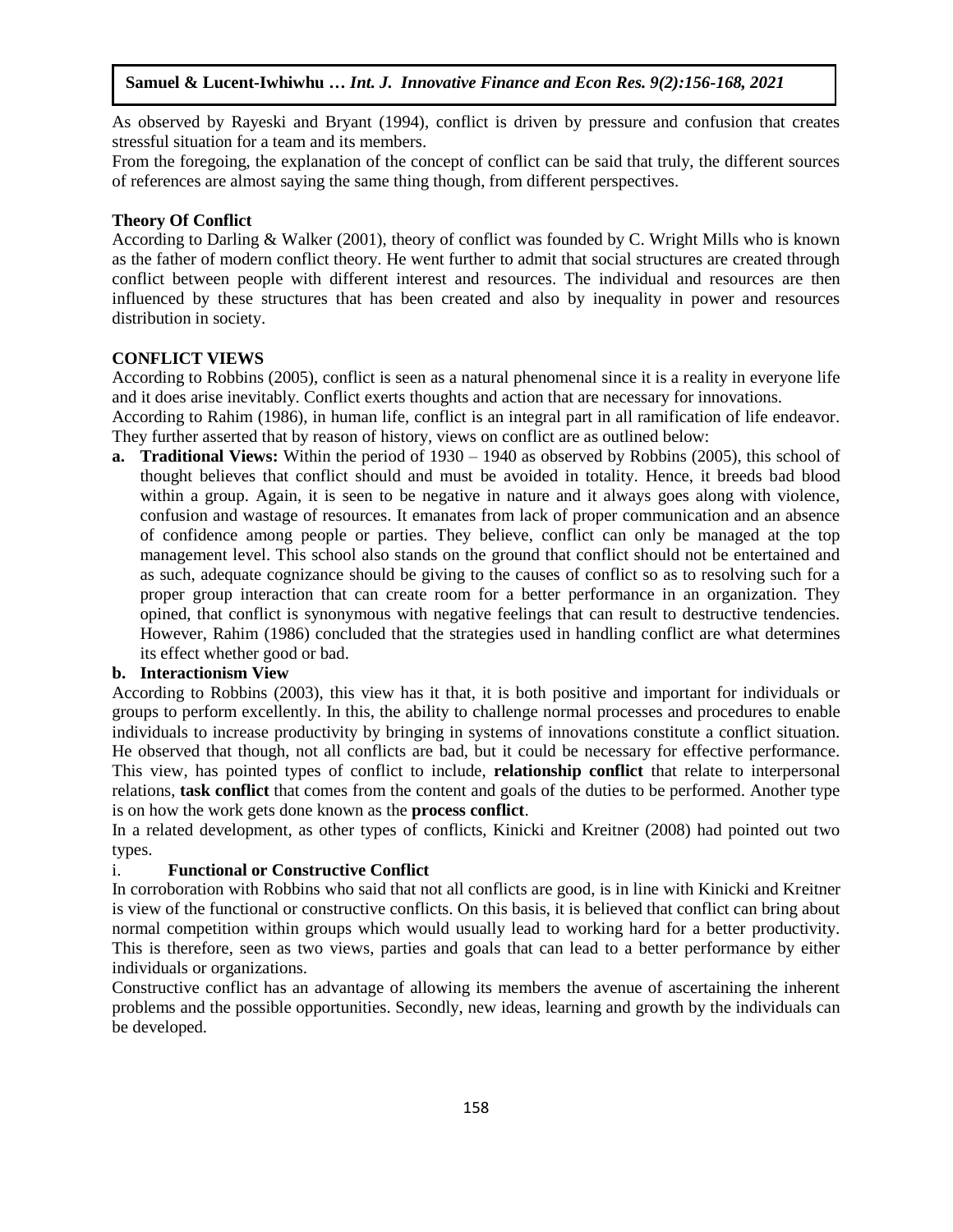As observed by Rayeski and Bryant (1994), conflict is driven by pressure and confusion that creates stressful situation for a team and its members.

From the foregoing, the explanation of the concept of conflict can be said that truly, the different sources of references are almost saying the same thing though, from different perspectives.

**Theory Of Conflict**

According to Darling & Walker (2001), theory of conflict was founded by C. Wright Mills who is known as the father of modern conflict theory. He went further to admit that social structures are created through conflict between people with different interest and resources. The individual and resources are then influenced by these structures that has been created and also by inequality in power and resources distribution in society.

**CONFLICT VIEWS**

According to Robbins (2005), conflict is seen as a natural phenomenal since it is a reality in everyone life and it does arise inevitably. Conflict exerts thoughts and action that are necessary for innovations.

According to Rahim (1986), in human life, conflict is an integral part in all ramification of life endeavor. They further asserted that by reason of history, views on conflict are as outlined below:

**a. Traditional Views:** Within the period of 1930 – 1940 as observed by Robbins (2005), this school of thought believes that conflict should and must be avoided in totality. Hence, it breeds bad blood within a group. Again, it is seen to be negative in nature and it always goes along with violence, confusion and wastage of resources. It emanates from lack of proper communication and an absence of confidence among people or parties. They believe, conflict can only be managed at the top management level. This school also stands on the ground that conflict should not be entertained and as such, adequate cognizance should be giving to the causes of conflict so as to resolving such for a proper group interaction that can create room for a better performance in an organization. They opined, that conflict is synonymous with negative feelings that can result to destructive tendencies. However, Rahim (1986) concluded that the strategies used in handling conflict are what determines its effect whether good or bad.

**b. Interactionism View**

According to Robbins (2003), this view has it that, it is both positive and important for individuals or groups to perform excellently. In this, the ability to challenge normal processes and procedures to enable individuals to increase productivity by bringing in systems of innovations constitute a conflict situation. He observed that though, not all conflicts are bad, but it could be necessary for effective performance. This view, has pointed types of conflict to include, **relationship conflict** that relate to interpersonal relations, **task conflict** that comes from the content and goals of the duties to be performed. Another type is on how the work gets done known as the **process conflict**.

In a related development, as other types of conflicts, Kinicki and Kreitner (2008) had pointed out two types.

i. **Functional or Constructive Conflict**

In corroboration with Robbins who said that not all conflicts are good, is in line with Kinicki and Kreitner is view of the functional or constructive conflicts. On this basis, it is believed that conflict can bring about normal competition within groups which would usually lead to working hard for a better productivity. This is therefore, seen as two views, parties and goals that can lead to a better performance by either individuals or organizations.

Constructive conflict has an advantage of allowing its members the avenue of ascertaining the inherent problems and the possible opportunities. Secondly, new ideas, learning and growth by the individuals can be developed.